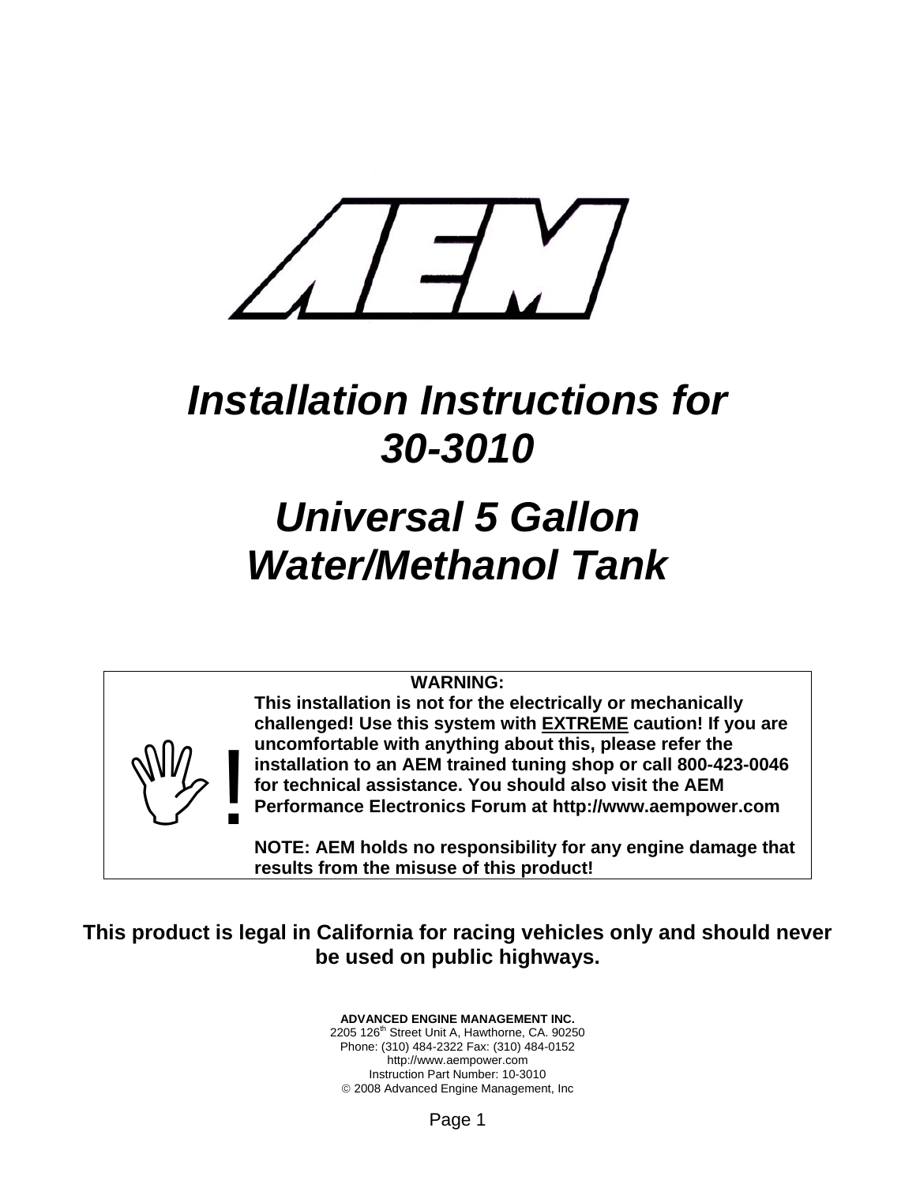AEM

# *Installation Instructions for 30-3010*

# *Universal 5 Gallon Water/Methanol Tank*

**WARNING:**
**This installation is not for the electrically or mechanically challenged! Use this system with <u>EXTREME</u> caution! If you are uncomfortable with anything about this, please refer the installation to an AEM trained tuning shop or call 800-423-0046 for technical assistance. You should also visit the AEM Performance Electronics Forum at http://www.aempower.com**

**NOTE: AEM holds no responsibility for any engine damage that results from the misuse of this product!**

**This product is legal in California for racing vehicles only and should never be used on public highways.**

**ADVANCED ENGINE MANAGEMENT INC.**
2205 126th Street Unit A, Hawthorne, CA. 90250
Phone: (310) 484-2322 Fax: (310) 484-0152
http://www.aempower.com
Instruction Part Number: 10-3010
© 2008 Advanced Engine Management, Inc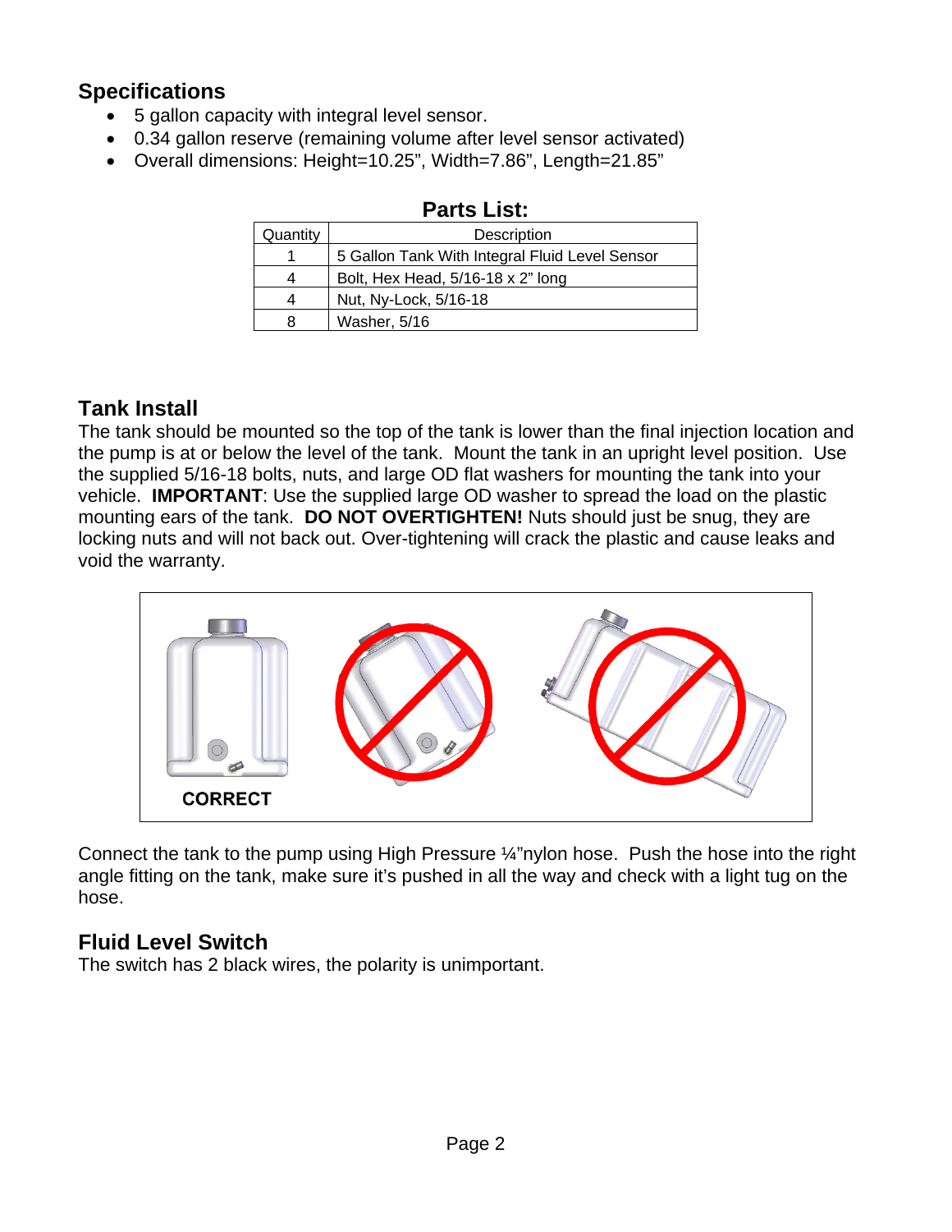## Specifications

- 5 gallon capacity with integral level sensor.
- 0.34 gallon reserve (remaining volume after level sensor activated)
- Overall dimensions: Height=10.25", Width=7.86", Length=21.85"

**Parts List:**

| Quantity | Description |
|---|---|
| 1 | 5 Gallon Tank With Integral Fluid Level Sensor |
| 4 | Bolt, Hex Head, 5/16-18 x 2" long |
| 4 | Nut, Ny-Lock, 5/16-18 |
| 8 | Washer, 5/16 |

## Tank Install

The tank should be mounted so the top of the tank is lower than the final injection location and the pump is at or below the level of the tank. Mount the tank in an upright level position. Use the supplied 5/16-18 bolts, nuts, and large OD flat washers for mounting the tank into your vehicle. **IMPORTANT**: Use the supplied large OD washer to spread the load on the plastic mounting ears of the tank. **DO NOT OVERTIGHTEN!** Nuts should just be snug, they are locking nuts and will not back out. Over-tightening will crack the plastic and cause leaks and void the warranty.

CORRECT

Connect the tank to the pump using High Pressure ¼"nylon hose. Push the hose into the right angle fitting on the tank, make sure it's pushed in all the way and check with a light tug on the hose.

## Fluid Level Switch

The switch has 2 black wires, the polarity is unimportant.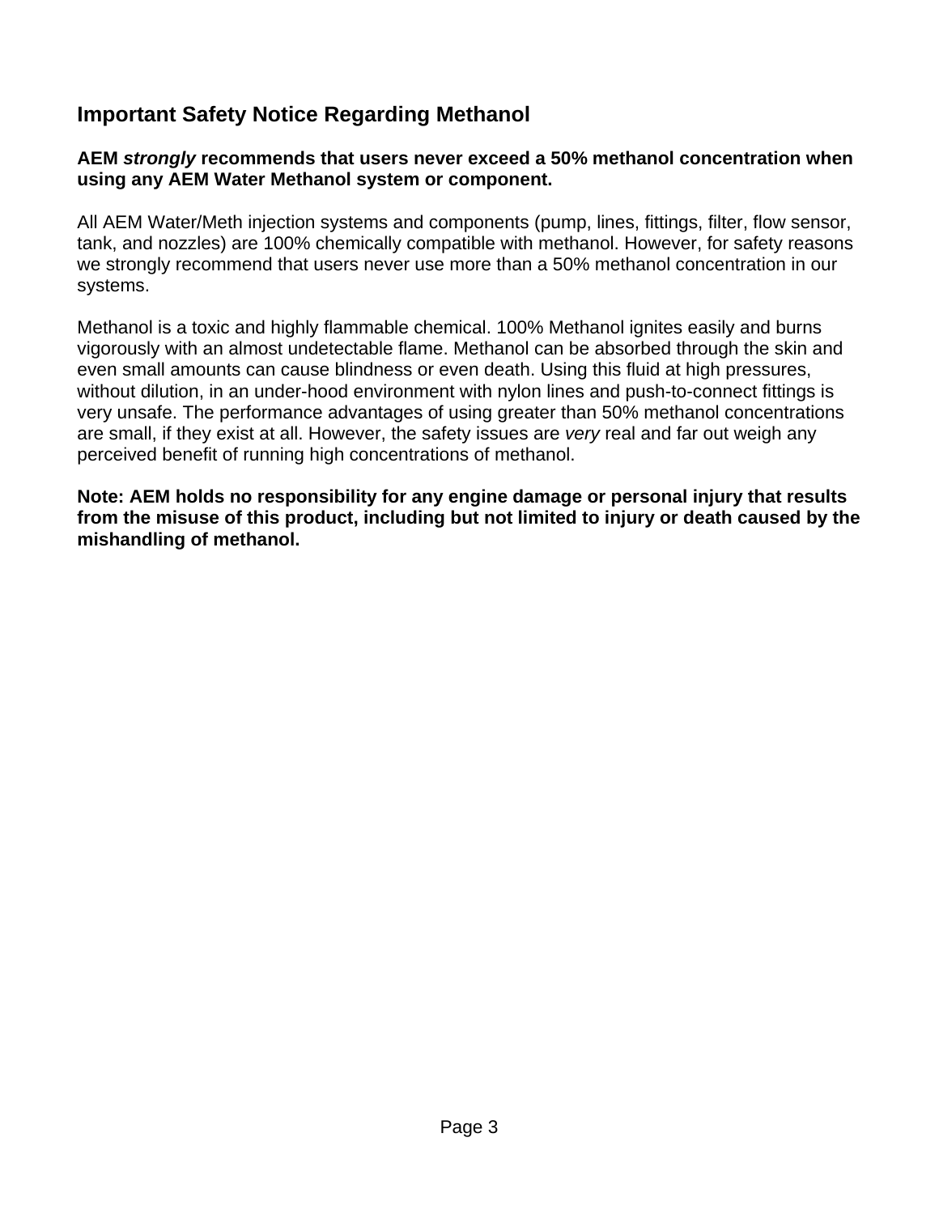## Important Safety Notice Regarding Methanol

**AEM *strongly* recommends that users never exceed a 50% methanol concentration when using any AEM Water Methanol system or component.**

All AEM Water/Meth injection systems and components (pump, lines, fittings, filter, flow sensor, tank, and nozzles) are 100% chemically compatible with methanol. However, for safety reasons we strongly recommend that users never use more than a 50% methanol concentration in our systems.

Methanol is a toxic and highly flammable chemical. 100% Methanol ignites easily and burns vigorously with an almost undetectable flame. Methanol can be absorbed through the skin and even small amounts can cause blindness or even death. Using this fluid at high pressures, without dilution, in an under-hood environment with nylon lines and push-to-connect fittings is very unsafe. The performance advantages of using greater than 50% methanol concentrations are small, if they exist at all. However, the safety issues are *very* real and far out weigh any perceived benefit of running high concentrations of methanol.

**Note: AEM holds no responsibility for any engine damage or personal injury that results from the misuse of this product, including but not limited to injury or death caused by the mishandling of methanol.**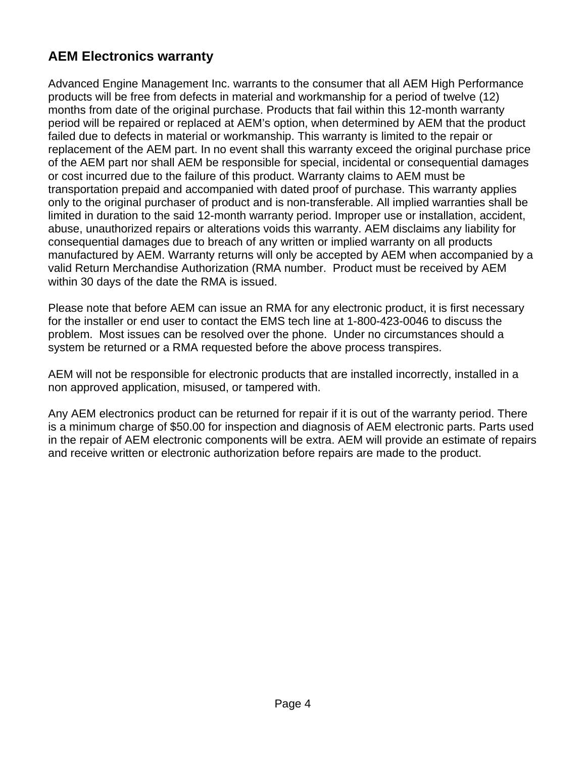## AEM Electronics warranty

Advanced Engine Management Inc. warrants to the consumer that all AEM High Performance products will be free from defects in material and workmanship for a period of twelve (12) months from date of the original purchase. Products that fail within this 12-month warranty period will be repaired or replaced at AEM's option, when determined by AEM that the product failed due to defects in material or workmanship. This warranty is limited to the repair or replacement of the AEM part. In no event shall this warranty exceed the original purchase price of the AEM part nor shall AEM be responsible for special, incidental or consequential damages or cost incurred due to the failure of this product. Warranty claims to AEM must be transportation prepaid and accompanied with dated proof of purchase. This warranty applies only to the original purchaser of product and is non-transferable. All implied warranties shall be limited in duration to the said 12-month warranty period. Improper use or installation, accident, abuse, unauthorized repairs or alterations voids this warranty. AEM disclaims any liability for consequential damages due to breach of any written or implied warranty on all products manufactured by AEM. Warranty returns will only be accepted by AEM when accompanied by a valid Return Merchandise Authorization (RMA number. Product must be received by AEM within 30 days of the date the RMA is issued.

Please note that before AEM can issue an RMA for any electronic product, it is first necessary for the installer or end user to contact the EMS tech line at 1-800-423-0046 to discuss the problem. Most issues can be resolved over the phone. Under no circumstances should a system be returned or a RMA requested before the above process transpires.

AEM will not be responsible for electronic products that are installed incorrectly, installed in a non approved application, misused, or tampered with.

Any AEM electronics product can be returned for repair if it is out of the warranty period. There is a minimum charge of $50.00 for inspection and diagnosis of AEM electronic parts. Parts used in the repair of AEM electronic components will be extra. AEM will provide an estimate of repairs and receive written or electronic authorization before repairs are made to the product.